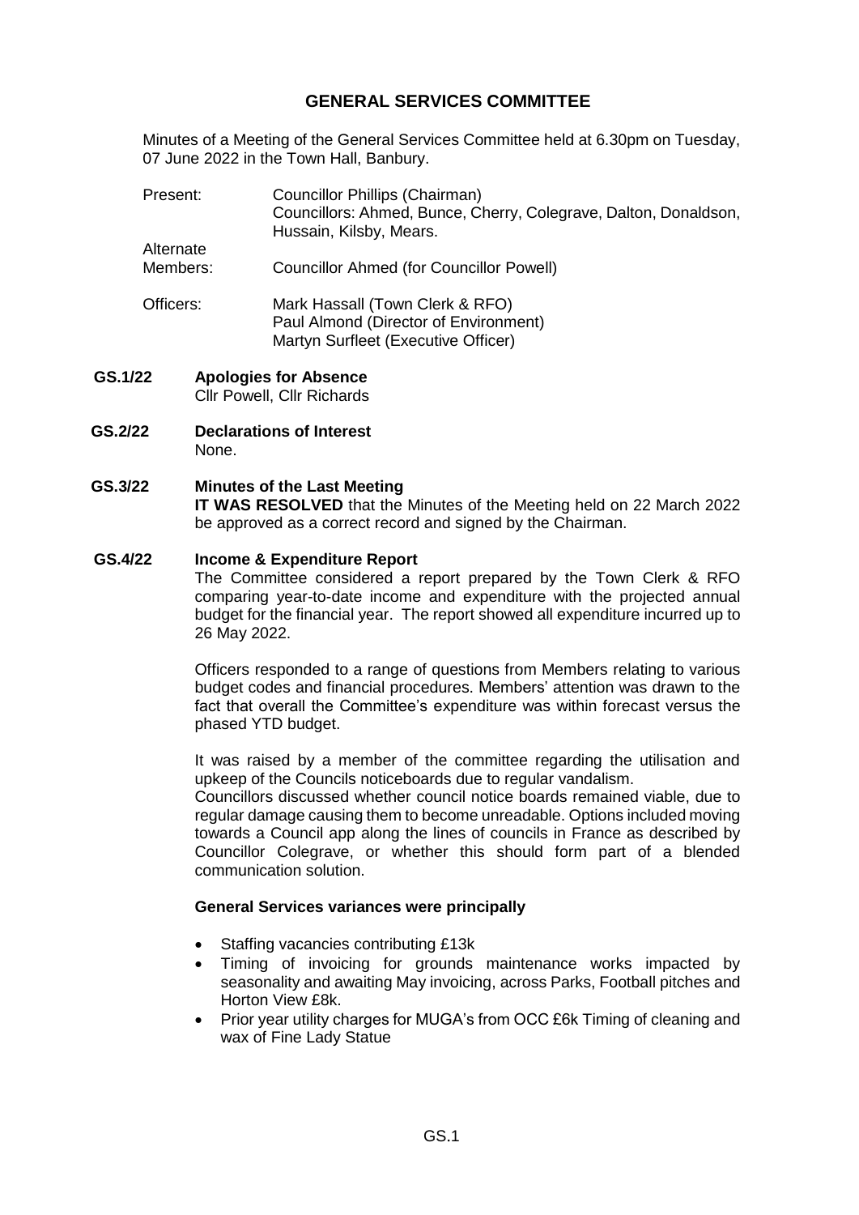# GENERAL SERVICES COMMITTEE

Minutes of a Meeting of the General Services Committee held at 6.30pm on Tuesday, 07 June 2022 in the Town Hall, Banbury.

| | |
|---|---|
| Present: | Councillor Phillips (Chairman)<br>Councillors: Ahmed, Bunce, Cherry, Colegrave, Dalton, Donaldson, Hussain, Kilsby, Mears. |
| Alternate Members: | Councillor Ahmed (for Councillor Powell) |
| Officers: | Mark Hassall (Town Clerk & RFO)<br>Paul Almond (Director of Environment)<br>Martyn Surfleet (Executive Officer) |

**GS.1/22 Apologies for Absence**

Cllr Powell, Cllr Richards

**GS.2/22 Declarations of Interest**

None.

**GS.3/22 Minutes of the Last Meeting**

**IT WAS RESOLVED** that the Minutes of the Meeting held on 22 March 2022 be approved as a correct record and signed by the Chairman.

**GS.4/22 Income & Expenditure Report**

The Committee considered a report prepared by the Town Clerk & RFO comparing year-to-date income and expenditure with the projected annual budget for the financial year. The report showed all expenditure incurred up to 26 May 2022.

Officers responded to a range of questions from Members relating to various budget codes and financial procedures. Members' attention was drawn to the fact that overall the Committee's expenditure was within forecast versus the phased YTD budget.

It was raised by a member of the committee regarding the utilisation and upkeep of the Councils noticeboards due to regular vandalism.
Councillors discussed whether council notice boards remained viable, due to regular damage causing them to become unreadable. Options included moving towards a Council app along the lines of councils in France as described by Councillor Colegrave, or whether this should form part of a blended communication solution.

**General Services variances were principally**

- Staffing vacancies contributing £13k
- Timing of invoicing for grounds maintenance works impacted by seasonality and awaiting May invoicing, across Parks, Football pitches and Horton View £8k.
- Prior year utility charges for MUGA's from OCC £6k Timing of cleaning and wax of Fine Lady Statue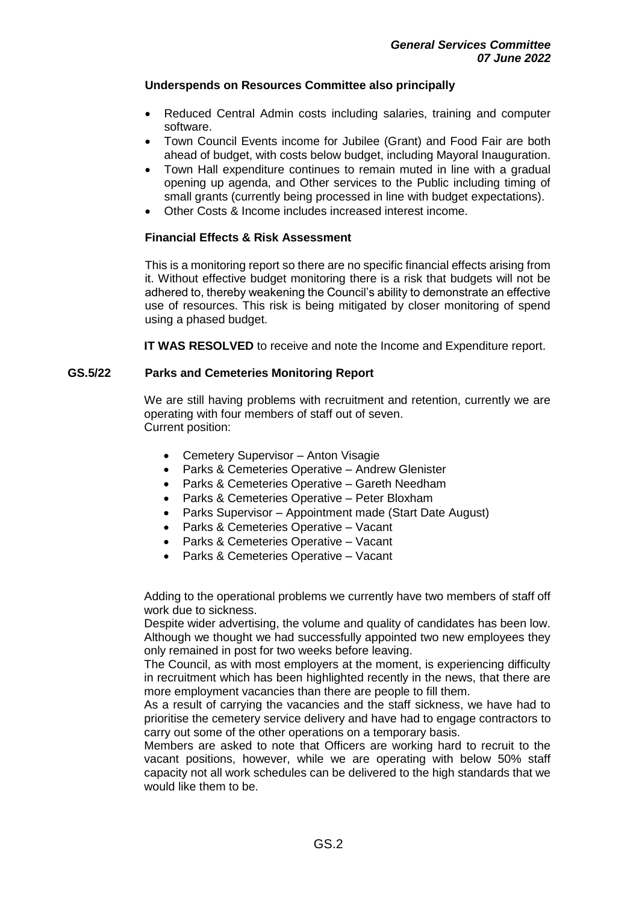**Underspends on Resources Committee also principally**

- Reduced Central Admin costs including salaries, training and computer software.
- Town Council Events income for Jubilee (Grant) and Food Fair are both ahead of budget, with costs below budget, including Mayoral Inauguration.
- Town Hall expenditure continues to remain muted in line with a gradual opening up agenda, and Other services to the Public including timing of small grants (currently being processed in line with budget expectations).
- Other Costs & Income includes increased interest income.

**Financial Effects & Risk Assessment**

This is a monitoring report so there are no specific financial effects arising from it. Without effective budget monitoring there is a risk that budgets will not be adhered to, thereby weakening the Council's ability to demonstrate an effective use of resources. This risk is being mitigated by closer monitoring of spend using a phased budget.

**IT WAS RESOLVED** to receive and note the Income and Expenditure report.

**GS.5/22 Parks and Cemeteries Monitoring Report**

We are still having problems with recruitment and retention, currently we are operating with four members of staff out of seven.
Current position:

- Cemetery Supervisor – Anton Visagie
- Parks & Cemeteries Operative – Andrew Glenister
- Parks & Cemeteries Operative – Gareth Needham
- Parks & Cemeteries Operative – Peter Bloxham
- Parks Supervisor – Appointment made (Start Date August)
- Parks & Cemeteries Operative – Vacant
- Parks & Cemeteries Operative – Vacant
- Parks & Cemeteries Operative – Vacant

Adding to the operational problems we currently have two members of staff off work due to sickness.
Despite wider advertising, the volume and quality of candidates has been low. Although we thought we had successfully appointed two new employees they only remained in post for two weeks before leaving.
The Council, as with most employers at the moment, is experiencing difficulty in recruitment which has been highlighted recently in the news, that there are more employment vacancies than there are people to fill them.
As a result of carrying the vacancies and the staff sickness, we have had to prioritise the cemetery service delivery and have had to engage contractors to carry out some of the other operations on a temporary basis.
Members are asked to note that Officers are working hard to recruit to the vacant positions, however, while we are operating with below 50% staff capacity not all work schedules can be delivered to the high standards that we would like them to be.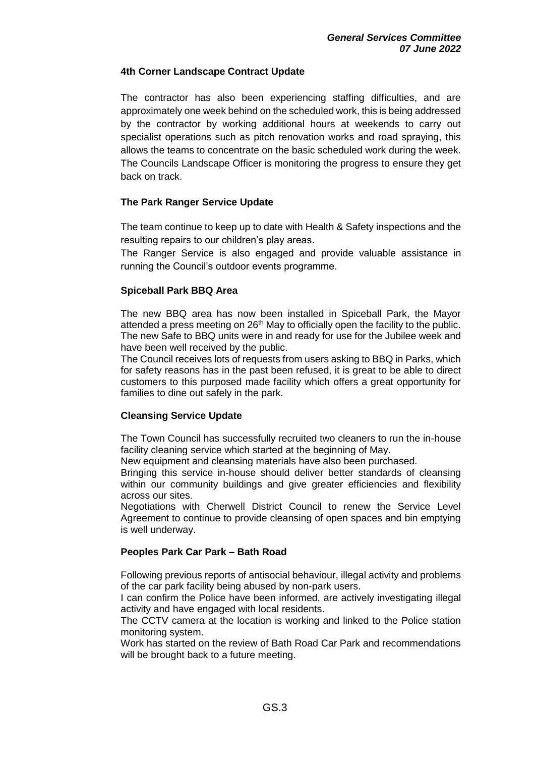### 4th Corner Landscape Contract Update

The contractor has also been experiencing staffing difficulties, and are approximately one week behind on the scheduled work, this is being addressed by the contractor by working additional hours at weekends to carry out specialist operations such as pitch renovation works and road spraying, this allows the teams to concentrate on the basic scheduled work during the week. The Councils Landscape Officer is monitoring the progress to ensure they get back on track.

### The Park Ranger Service Update

The team continue to keep up to date with Health & Safety inspections and the resulting repairs to our children's play areas.

The Ranger Service is also engaged and provide valuable assistance in running the Council's outdoor events programme.

### Spiceball Park BBQ Area

The new BBQ area has now been installed in Spiceball Park, the Mayor attended a press meeting on 26th May to officially open the facility to the public. The new Safe to BBQ units were in and ready for use for the Jubilee week and have been well received by the public.

The Council receives lots of requests from users asking to BBQ in Parks, which for safety reasons has in the past been refused, it is great to be able to direct customers to this purposed made facility which offers a great opportunity for families to dine out safely in the park.

### Cleansing Service Update

The Town Council has successfully recruited two cleaners to run the in-house facility cleaning service which started at the beginning of May.

New equipment and cleansing materials have also been purchased.

Bringing this service in-house should deliver better standards of cleansing within our community buildings and give greater efficiencies and flexibility across our sites.

Negotiations with Cherwell District Council to renew the Service Level Agreement to continue to provide cleansing of open spaces and bin emptying is well underway.

### Peoples Park Car Park – Bath Road

Following previous reports of antisocial behaviour, illegal activity and problems of the car park facility being abused by non-park users.

I can confirm the Police have been informed, are actively investigating illegal activity and have engaged with local residents.

The CCTV camera at the location is working and linked to the Police station monitoring system.

Work has started on the review of Bath Road Car Park and recommendations will be brought back to a future meeting.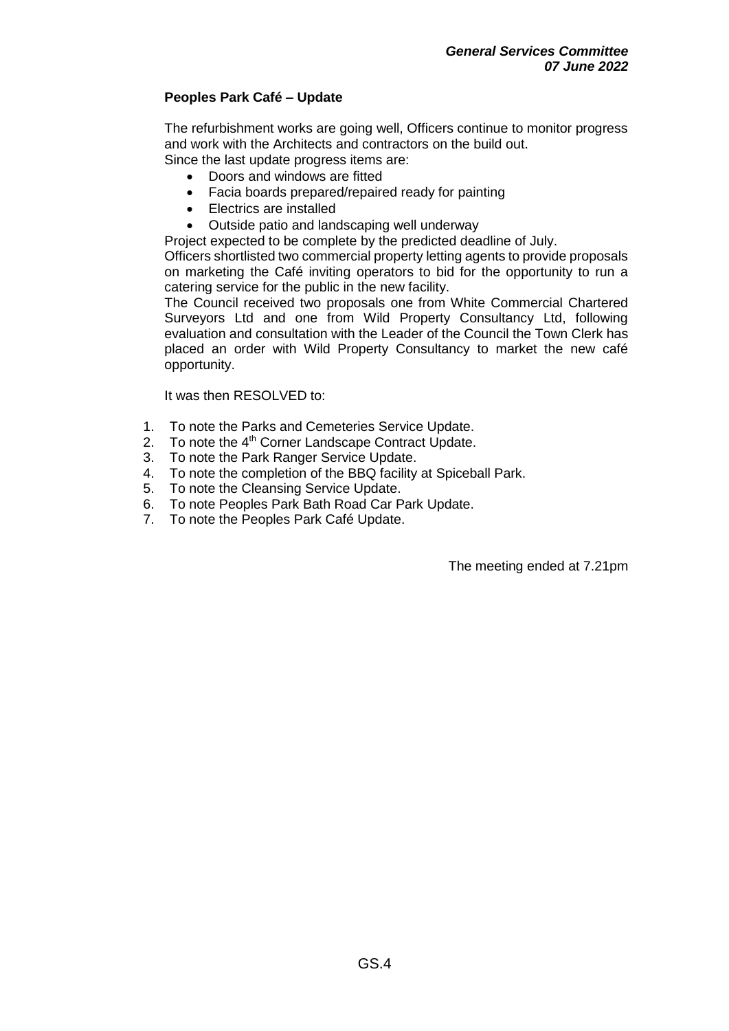**Peoples Park Café – Update**

The refurbishment works are going well, Officers continue to monitor progress and work with the Architects and contractors on the build out.
Since the last update progress items are:

- Doors and windows are fitted
- Facia boards prepared/repaired ready for painting
- Electrics are installed
- Outside patio and landscaping well underway

Project expected to be complete by the predicted deadline of July.
Officers shortlisted two commercial property letting agents to provide proposals on marketing the Café inviting operators to bid for the opportunity to run a catering service for the public in the new facility.
The Council received two proposals one from White Commercial Chartered Surveyors Ltd and one from Wild Property Consultancy Ltd, following evaluation and consultation with the Leader of the Council the Town Clerk has placed an order with Wild Property Consultancy to market the new café opportunity.

It was then RESOLVED to:

1. To note the Parks and Cemeteries Service Update.
2. To note the 4th Corner Landscape Contract Update.
3. To note the Park Ranger Service Update.
4. To note the completion of the BBQ facility at Spiceball Park.
5. To note the Cleansing Service Update.
6. To note Peoples Park Bath Road Car Park Update.
7. To note the Peoples Park Café Update.

The meeting ended at 7.21pm